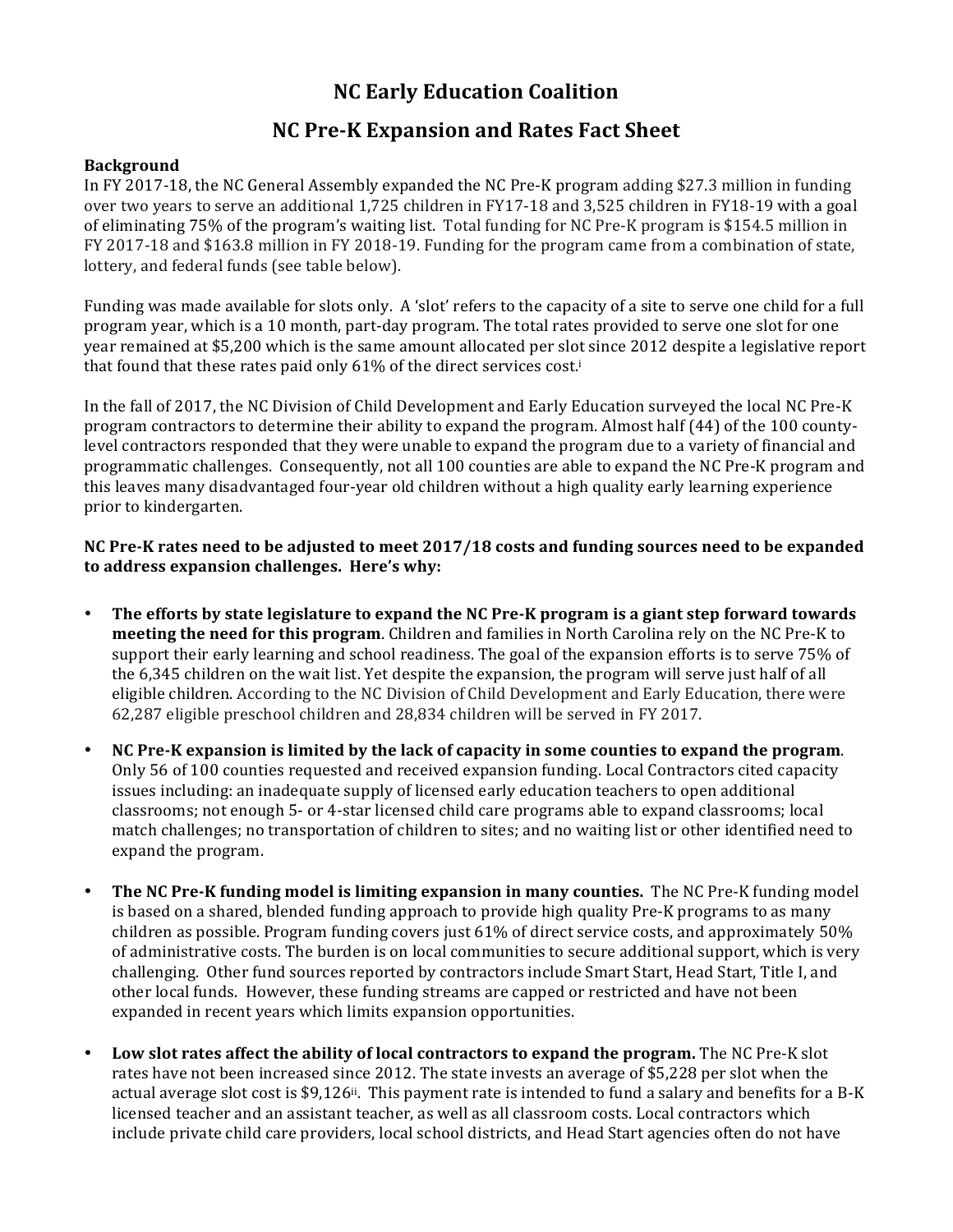# NC Early Education Coalition

## NC Pre-K Expansion and Rates Fact Sheet

**Background**

In FY 2017-18, the NC General Assembly expanded the NC Pre-K program adding $27.3 million in funding over two years to serve an additional 1,725 children in FY17-18 and 3,525 children in FY18-19 with a goal of eliminating 75% of the program's waiting list. Total funding for NC Pre-K program is $154.5 million in FY 2017-18 and $163.8 million in FY 2018-19. Funding for the program came from a combination of state, lottery, and federal funds (see table below).

Funding was made available for slots only. A 'slot' refers to the capacity of a site to serve one child for a full program year, which is a 10 month, part-day program. The total rates provided to serve one slot for one year remained at $5,200 which is the same amount allocated per slot since 2012 despite a legislative report that found that these rates paid only 61% of the direct services cost.[i]

In the fall of 2017, the NC Division of Child Development and Early Education surveyed the local NC Pre-K program contractors to determine their ability to expand the program. Almost half (44) of the 100 county-level contractors responded that they were unable to expand the program due to a variety of financial and programmatic challenges. Consequently, not all 100 counties are able to expand the NC Pre-K program and this leaves many disadvantaged four-year old children without a high quality early learning experience prior to kindergarten.

**NC Pre-K rates need to be adjusted to meet 2017/18 costs and funding sources need to be expanded to address expansion challenges. Here's why:**

- **The efforts by state legislature to expand the NC Pre-K program is a giant step forward towards meeting the need for this program**. Children and families in North Carolina rely on the NC Pre-K to support their early learning and school readiness. The goal of the expansion efforts is to serve 75% of the 6,345 children on the wait list. Yet despite the expansion, the program will serve just half of all eligible children. According to the NC Division of Child Development and Early Education, there were 62,287 eligible preschool children and 28,834 children will be served in FY 2017.
- **NC Pre-K expansion is limited by the lack of capacity in some counties to expand the program**. Only 56 of 100 counties requested and received expansion funding. Local Contractors cited capacity issues including: an inadequate supply of licensed early education teachers to open additional classrooms; not enough 5- or 4-star licensed child care programs able to expand classrooms; local match challenges; no transportation of children to sites; and no waiting list or other identified need to expand the program.
- **The NC Pre-K funding model is limiting expansion in many counties.** The NC Pre-K funding model is based on a shared, blended funding approach to provide high quality Pre-K programs to as many children as possible. Program funding covers just 61% of direct service costs, and approximately 50% of administrative costs. The burden is on local communities to secure additional support, which is very challenging. Other fund sources reported by contractors include Smart Start, Head Start, Title I, and other local funds. However, these funding streams are capped or restricted and have not been expanded in recent years which limits expansion opportunities.
- **Low slot rates affect the ability of local contractors to expand the program.** The NC Pre-K slot rates have not been increased since 2012. The state invests an average of $5,228 per slot when the actual average slot cost is $9,126[ii]. This payment rate is intended to fund a salary and benefits for a B-K licensed teacher and an assistant teacher, as well as all classroom costs. Local contractors which include private child care providers, local school districts, and Head Start agencies often do not have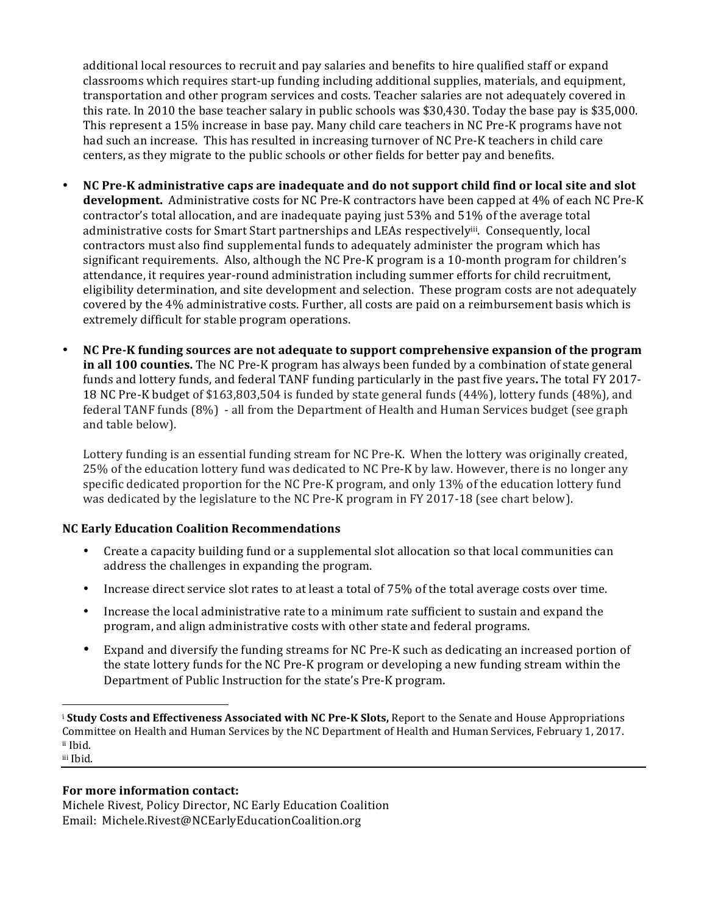additional local resources to recruit and pay salaries and benefits to hire qualified staff or expand classrooms which requires start-up funding including additional supplies, materials, and equipment, transportation and other program services and costs. Teacher salaries are not adequately covered in this rate. In 2010 the base teacher salary in public schools was $30,430. Today the base pay is $35,000. This represent a 15% increase in base pay. Many child care teachers in NC Pre-K programs have not had such an increase. This has resulted in increasing turnover of NC Pre-K teachers in child care centers, as they migrate to the public schools or other fields for better pay and benefits.

- **NC Pre-K administrative caps are inadequate and do not support child find or local site and slot development.** Administrative costs for NC Pre-K contractors have been capped at 4% of each NC Pre-K contractor's total allocation, and are inadequate paying just 53% and 51% of the average total administrative costs for Smart Start partnerships and LEAs respectively[iii]. Consequently, local contractors must also find supplemental funds to adequately administer the program which has significant requirements. Also, although the NC Pre-K program is a 10-month program for children's attendance, it requires year-round administration including summer efforts for child recruitment, eligibility determination, and site development and selection. These program costs are not adequately covered by the 4% administrative costs. Further, all costs are paid on a reimbursement basis which is extremely difficult for stable program operations.

- **NC Pre-K funding sources are not adequate to support comprehensive expansion of the program in all 100 counties.** The NC Pre-K program has always been funded by a combination of state general funds and lottery funds, and federal TANF funding particularly in the past five years**.** The total FY 2017-18 NC Pre-K budget of $163,803,504 is funded by state general funds (44%), lottery funds (48%), and federal TANF funds (8%) - all from the Department of Health and Human Services budget (see graph and table below).

  Lottery funding is an essential funding stream for NC Pre-K. When the lottery was originally created, 25% of the education lottery fund was dedicated to NC Pre-K by law. However, there is no longer any specific dedicated proportion for the NC Pre-K program, and only 13% of the education lottery fund was dedicated by the legislature to the NC Pre-K program in FY 2017-18 (see chart below).

**NC Early Education Coalition Recommendations**

- Create a capacity building fund or a supplemental slot allocation so that local communities can address the challenges in expanding the program.
- Increase direct service slot rates to at least a total of 75% of the total average costs over time.
- Increase the local administrative rate to a minimum rate sufficient to sustain and expand the program, and align administrative costs with other state and federal programs.
- Expand and diversify the funding streams for NC Pre-K such as dedicating an increased portion of the state lottery funds for the NC Pre-K program or developing a new funding stream within the Department of Public Instruction for the state's Pre-K program**.**

---

[i] **Study Costs and Effectiveness Associated with NC Pre-K Slots,** Report to the Senate and House Appropriations Committee on Health and Human Services by the NC Department of Health and Human Services, February 1, 2017.
[ii] Ibid.
[iii] Ibid.

---

**For more information contact:**
Michele Rivest, Policy Director, NC Early Education Coalition
Email: Michele.Rivest@NCEarlyEducationCoalition.org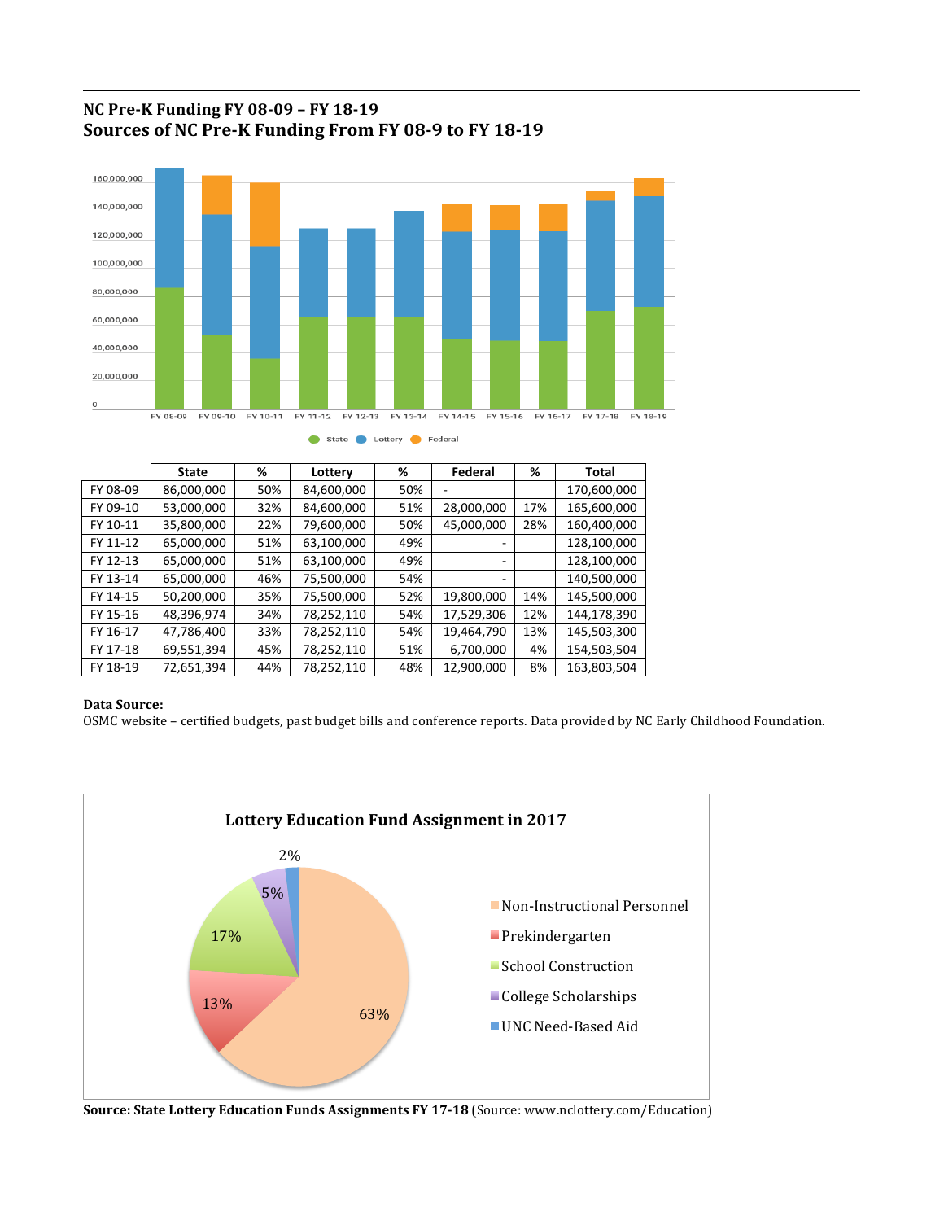## NC Pre-K Funding FY 08-09 – FY 18-19

## Sources of NC Pre-K Funding From FY 08-9 to FY 18-19

160,000,000
140,000,000
120,000,000
100,000,000
80,000,000
60,000,000
40,000,000
20,000,000
0

FY 08-09 FY 09-10 FY 10-11 FY 11-12 FY 12-13 FY 13-14 FY 14-15 FY 15-16 FY 16-17 FY 17-18 FY 18-19

State Lottery Federal

| | State | % | Lottery | % | Federal | % | Total |
|---|---|---|---|---|---|---|---|
| FY 08-09 | 86,000,000 | 50% | 84,600,000 | 50% | - | | 170,600,000 |
| FY 09-10 | 53,000,000 | 32% | 84,600,000 | 51% | 28,000,000 | 17% | 165,600,000 |
| FY 10-11 | 35,800,000 | 22% | 79,600,000 | 50% | 45,000,000 | 28% | 160,400,000 |
| FY 11-12 | 65,000,000 | 51% | 63,100,000 | 49% | - | | 128,100,000 |
| FY 12-13 | 65,000,000 | 51% | 63,100,000 | 49% | - | | 128,100,000 |
| FY 13-14 | 65,000,000 | 46% | 75,500,000 | 54% | - | | 140,500,000 |
| FY 14-15 | 50,200,000 | 35% | 75,500,000 | 52% | 19,800,000 | 14% | 145,500,000 |
| FY 15-16 | 48,396,974 | 34% | 78,252,110 | 54% | 17,529,306 | 12% | 144,178,390 |
| FY 16-17 | 47,786,400 | 33% | 78,252,110 | 54% | 19,464,790 | 13% | 145,503,300 |
| FY 17-18 | 69,551,394 | 45% | 78,252,110 | 51% | 6,700,000 | 4% | 154,503,504 |
| FY 18-19 | 72,651,394 | 44% | 78,252,110 | 48% | 12,900,000 | 8% | 163,803,504 |

**Data Source:**
OSMC website – certified budgets, past budget bills and conference reports. Data provided by NC Early Childhood Foundation.

**Lottery Education Fund Assignment in 2017**

2%
5%
17%
13%
63%

Non-Instructional Personnel
Prekindergarten
School Construction
College Scholarships
UNC Need-Based Aid

**Source: State Lottery Education Funds Assignments FY 17-18** (Source: www.nclottery.com/Education)